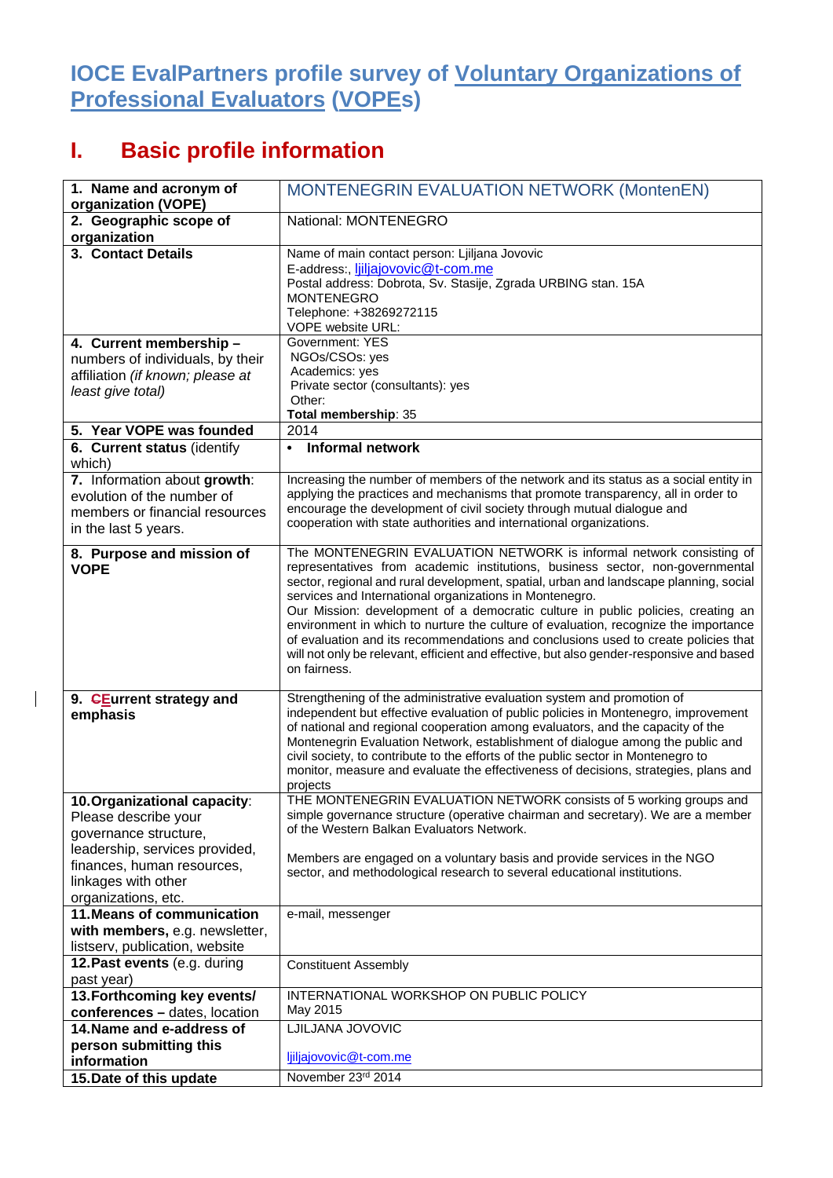# IOCE EvalPartners profile survey of Voluntary Organizations of Professional Evaluators (VOPEs)

## I. Basic profile information

| | |
|---|---|
| **1. Name and acronym of organization (VOPE)** | MONTENEGRIN EVALUATION NETWORK (MontenEN) |
| **2. Geographic scope of organization** | National: MONTENEGRO |
| **3. Contact Details** | Name of main contact person: Ljiljana Jovovic<br>E-address:, ljiljajovovic@t-com.me<br>Postal address: Dobrota, Sv. Stasije, Zgrada URBING stan. 15A MONTENEGRO<br>Telephone: +38269272115<br>VOPE website URL: |
| **4. Current membership –** numbers of individuals, by their affiliation *(if known; please at least give total)* | Government: YES<br>NGOs/CSOs: yes<br>Academics: yes<br>Private sector (consultants): yes<br>Other:<br>**Total membership**: 35 |
| **5. Year VOPE was founded** | 2014 |
| **6. Current status** (identify which) | • **Informal network** |
| **7.** Information about **growth**: evolution of the number of members or financial resources in the last 5 years. | Increasing the number of members of the network and its status as a social entity in applying the practices and mechanisms that promote transparency, all in order to encourage the development of civil society through mutual dialogue and cooperation with state authorities and international organizations. |
| **8. Purpose and mission of VOPE** | The MONTENEGRIN EVALUATION NETWORK is informal network consisting of representatives from academic institutions, business sector, non-governmental sector, regional and rural development, spatial, urban and landscape planning, social services and International organizations in Montenegro.<br>Our Mission: development of a democratic culture in public policies, creating an environment in which to nurture the culture of evaluation, recognize the importance of evaluation and its recommendations and conclusions used to create policies that will not only be relevant, efficient and effective, but also gender-responsive and based on fairness. |
| **9. CEurrent strategy and emphasis** | Strengthening of the administrative evaluation system and promotion of independent but effective evaluation of public policies in Montenegro, improvement of national and regional cooperation among evaluators, and the capacity of the Montenegrin Evaluation Network, establishment of dialogue among the public and civil society, to contribute to the efforts of the public sector in Montenegro to monitor, measure and evaluate the effectiveness of decisions, strategies, plans and projects |
| **10. Organizational capacity**: Please describe your governance structure, leadership, services provided, finances, human resources, linkages with other organizations, etc. | THE MONTENEGRIN EVALUATION NETWORK consists of 5 working groups and simple governance structure (operative chairman and secretary). We are a member of the Western Balkan Evaluators Network.<br><br>Members are engaged on a voluntary basis and provide services in the NGO sector, and methodological research to several educational institutions. |
| **11. Means of communication with members,** e.g. newsletter, listserv, publication, website | e-mail, messenger |
| **12. Past events** (e.g. during past year) | Constituent Assembly |
| **13. Forthcoming key events/ conferences –** dates, location | INTERNATIONAL WORKSHOP ON PUBLIC POLICY<br>May 2015 |
| **14. Name and e-address of person submitting this information** | LJILJANA JOVOVIC<br><br>ljiljajovovic@t-com.me |
| **15. Date of this update** | November 23rd 2014 |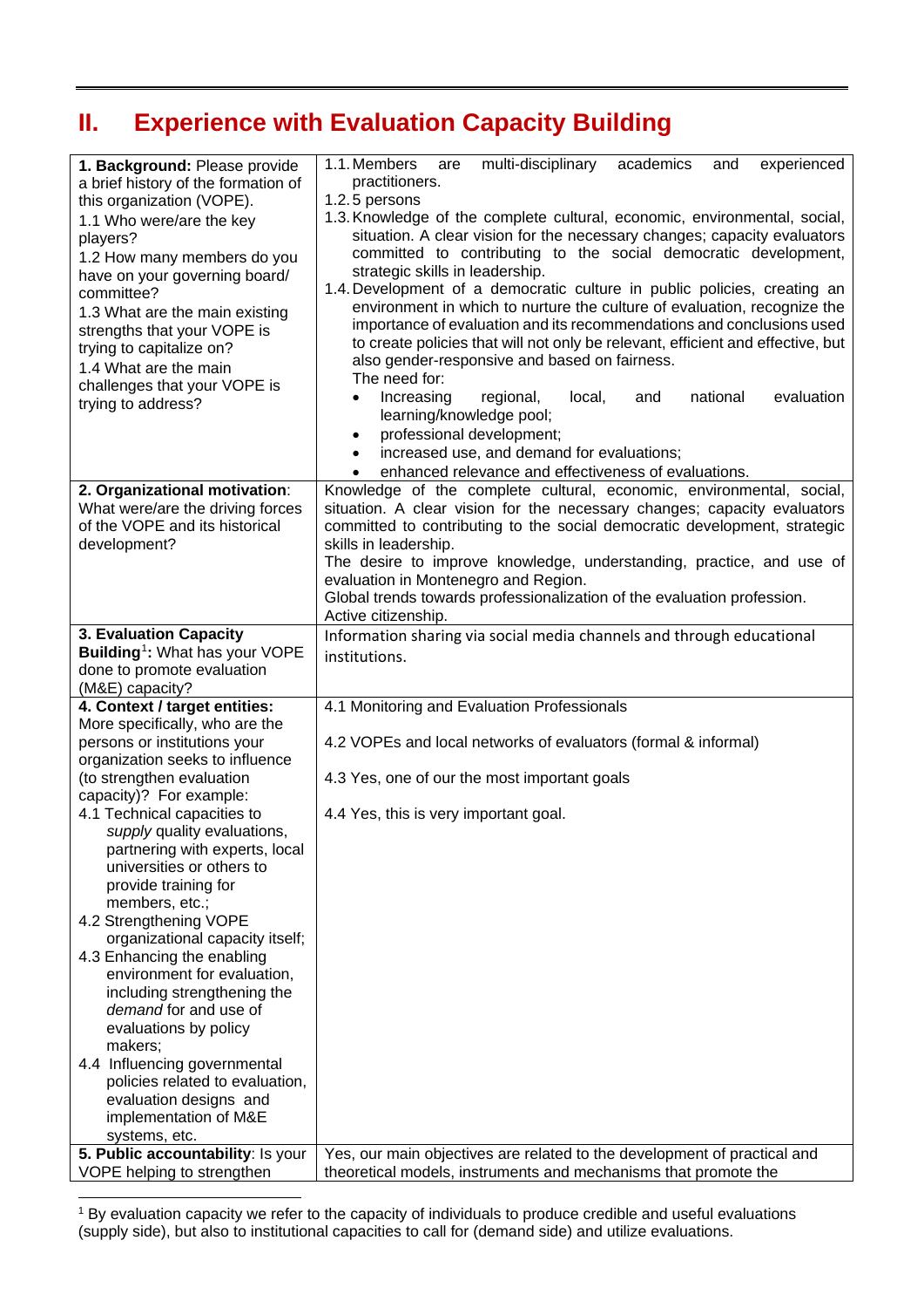## II. Experience with Evaluation Capacity Building

| | |
|---|---|
| **1. Background:** Please provide a brief history of the formation of this organization (VOPE).<br>1.1 Who were/are the key players?<br>1.2 How many members do you have on your governing board/ committee?<br>1.3 What are the main existing strengths that your VOPE is trying to capitalize on?<br>1.4 What are the main challenges that your VOPE is trying to address? | 1.1. Members are multi-disciplinary academics and experienced practitioners.<br>1.2. 5 persons<br>1.3. Knowledge of the complete cultural, economic, environmental, social, situation. A clear vision for the necessary changes; capacity evaluators committed to contributing to the social democratic development, strategic skills in leadership.<br>1.4. Development of a democratic culture in public policies, creating an environment in which to nurture the culture of evaluation, recognize the importance of evaluation and its recommendations and conclusions used to create policies that will not only be relevant, efficient and effective, but also gender-responsive and based on fairness.<br>The need for:<br>• Increasing regional, local, and national evaluation learning/knowledge pool;<br>• professional development;<br>• increased use, and demand for evaluations;<br>• enhanced relevance and effectiveness of evaluations. |
| **2. Organizational motivation**: What were/are the driving forces of the VOPE and its historical development? | Knowledge of the complete cultural, economic, environmental, social, situation. A clear vision for the necessary changes; capacity evaluators committed to contributing to the social democratic development, strategic skills in leadership.<br>The desire to improve knowledge, understanding, practice, and use of evaluation in Montenegro and Region.<br>Global trends towards professionalization of the evaluation profession.<br>Active citizenship. |
| **3. Evaluation Capacity Building**[1]**:** What has your VOPE done to promote evaluation (M&E) capacity? | Information sharing via social media channels and through educational institutions. |
| **4. Context / target entities:** More specifically, who are the persons or institutions your organization seeks to influence (to strengthen evaluation capacity)? For example:<br>4.1 Technical capacities to *supply* quality evaluations, partnering with experts, local universities or others to provide training for members, etc.;<br>4.2 Strengthening VOPE organizational capacity itself;<br>4.3 Enhancing the enabling environment for evaluation, including strengthening the *demand* for and use of evaluations by policy makers;<br>4.4 Influencing governmental policies related to evaluation, evaluation designs and implementation of M&E systems, etc. | 4.1 Monitoring and Evaluation Professionals<br><br>4.2 VOPEs and local networks of evaluators (formal & informal)<br><br>4.3 Yes, one of our the most important goals<br><br>4.4 Yes, this is very important goal. |
| **5. Public accountability**: Is your VOPE helping to strengthen | Yes, our main objectives are related to the development of practical and theoretical models, instruments and mechanisms that promote the |

[1] By evaluation capacity we refer to the capacity of individuals to produce credible and useful evaluations (supply side), but also to institutional capacities to call for (demand side) and utilize evaluations.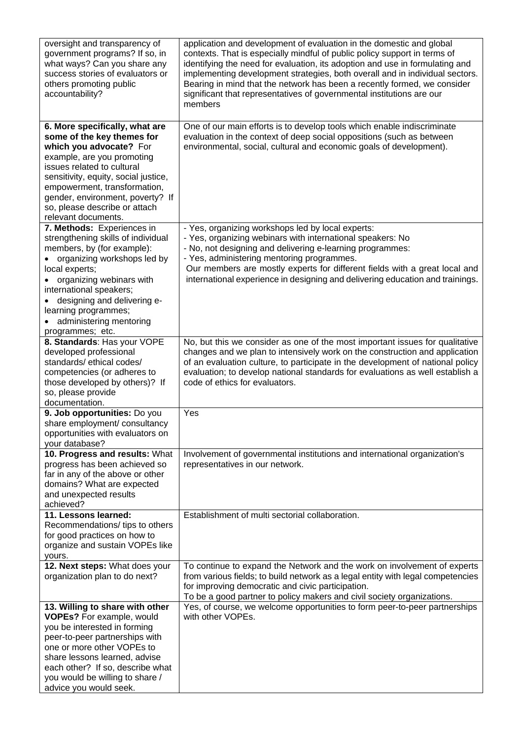| | |
|---|---|
| oversight and transparency of government programs? If so, in what ways? Can you share any success stories of evaluators or others promoting public accountability? | application and development of evaluation in the domestic and global contexts. That is especially mindful of public policy support in terms of identifying the need for evaluation, its adoption and use in formulating and implementing development strategies, both overall and in individual sectors. Bearing in mind that the network has been a recently formed, we consider significant that representatives of governmental institutions are our members |
| **6. More specifically, what are some of the key themes for which you advocate?** For example, are you promoting issues related to cultural sensitivity, equity, social justice, empowerment, transformation, gender, environment, poverty? If so, please describe or attach relevant documents. | One of our main efforts is to develop tools which enable indiscriminate evaluation in the context of deep social oppositions (such as between environmental, social, cultural and economic goals of development). |
| **7. Methods:** Experiences in strengthening skills of individual members, by (for example): <br>• organizing workshops led by local experts; <br>• organizing webinars with international speakers; <br>• designing and delivering e-learning programmes; <br>• administering mentoring programmes; etc. | - Yes, organizing workshops led by local experts: <br>- Yes, organizing webinars with international speakers: No <br>- No, not designing and delivering e-learning programmes: <br>- Yes, administering mentoring programmes. <br>Our members are mostly experts for different fields with a great local and international experience in designing and delivering education and trainings. |
| **8. Standards**: Has your VOPE developed professional standards/ ethical codes/ competencies (or adheres to those developed by others)? If so, please provide documentation. | No, but this we consider as one of the most important issues for qualitative changes and we plan to intensively work on the construction and application of an evaluation culture, to participate in the development of national policy evaluation; to develop national standards for evaluations as well establish a code of ethics for evaluators. |
| **9. Job opportunities:** Do you share employment/ consultancy opportunities with evaluators on your database? | Yes |
| **10. Progress and results:** What progress has been achieved so far in any of the above or other domains? What are expected and unexpected results achieved? | Involvement of governmental institutions and international organization's representatives in our network. |
| **11. Lessons learned:** Recommendations/ tips to others for good practices on how to organize and sustain VOPEs like yours. | Establishment of multi sectorial collaboration. |
| **12. Next steps:** What does your organization plan to do next? | To continue to expand the Network and the work on involvement of experts from various fields; to build network as a legal entity with legal competencies for improving democratic and civic participation. <br>To be a good partner to policy makers and civil society organizations. |
| **13. Willing to share with other VOPEs?** For example, would you be interested in forming peer-to-peer partnerships with one or more other VOPEs to share lessons learned, advise each other? If so, describe what you would be willing to share / advice you would seek. | Yes, of course, we welcome opportunities to form peer-to-peer partnerships with other VOPEs. |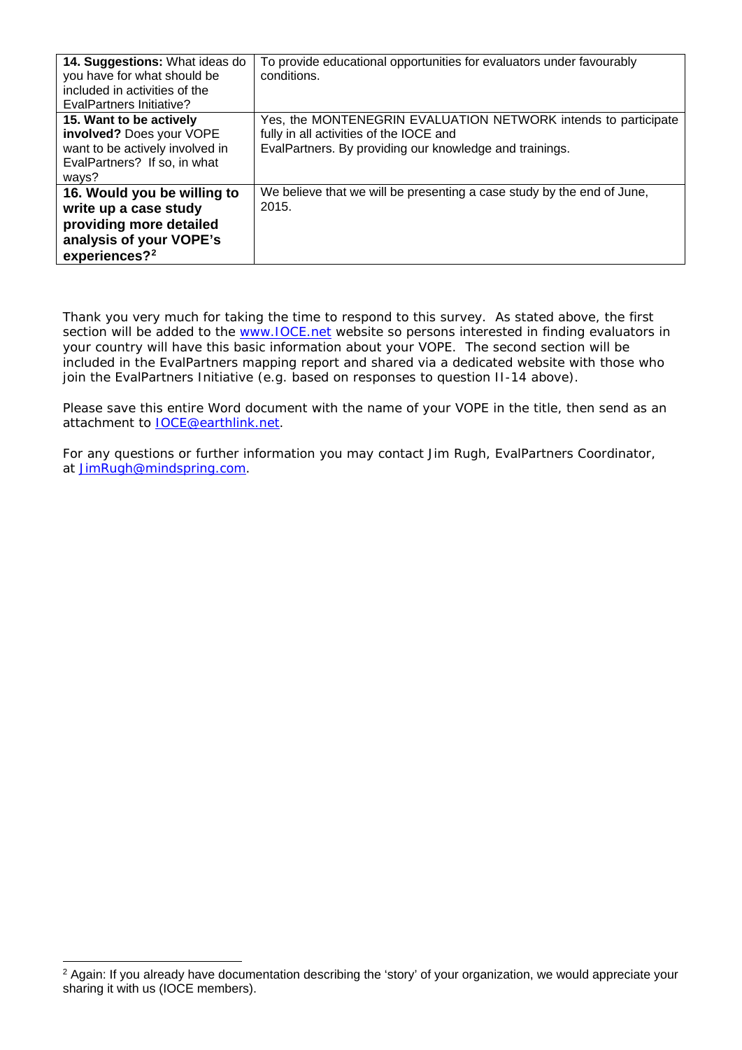| | |
|---|---|
| **14. Suggestions:** What ideas do you have for what should be included in activities of the EvalPartners Initiative? | To provide educational opportunities for evaluators under favourably conditions. |
| **15. Want to be actively involved?** Does your VOPE want to be actively involved in EvalPartners? If so, in what ways? | Yes, the MONTENEGRIN EVALUATION NETWORK intends to participate fully in all activities of the IOCE and EvalPartners. By providing our knowledge and trainings. |
| **16. Would you be willing to write up a case study providing more detailed analysis of your VOPE's experiences?**[2] | We believe that we will be presenting a case study by the end of June, 2015. |

Thank you very much for taking the time to respond to this survey. As stated above, the first section will be added to the www.IOCE.net website so persons interested in finding evaluators in your country will have this basic information about your VOPE. The second section will be included in the EvalPartners mapping report and shared via a dedicated website with those who join the EvalPartners Initiative (e.g. based on responses to question II-14 above).

Please save this entire Word document with the name of your VOPE in the title, then send as an attachment to IOCE@earthlink.net.

For any questions or further information you may contact Jim Rugh, EvalPartners Coordinator, at JimRugh@mindspring.com.

[2] Again: If you already have documentation describing the 'story' of your organization, we would appreciate your sharing it with us (IOCE members).